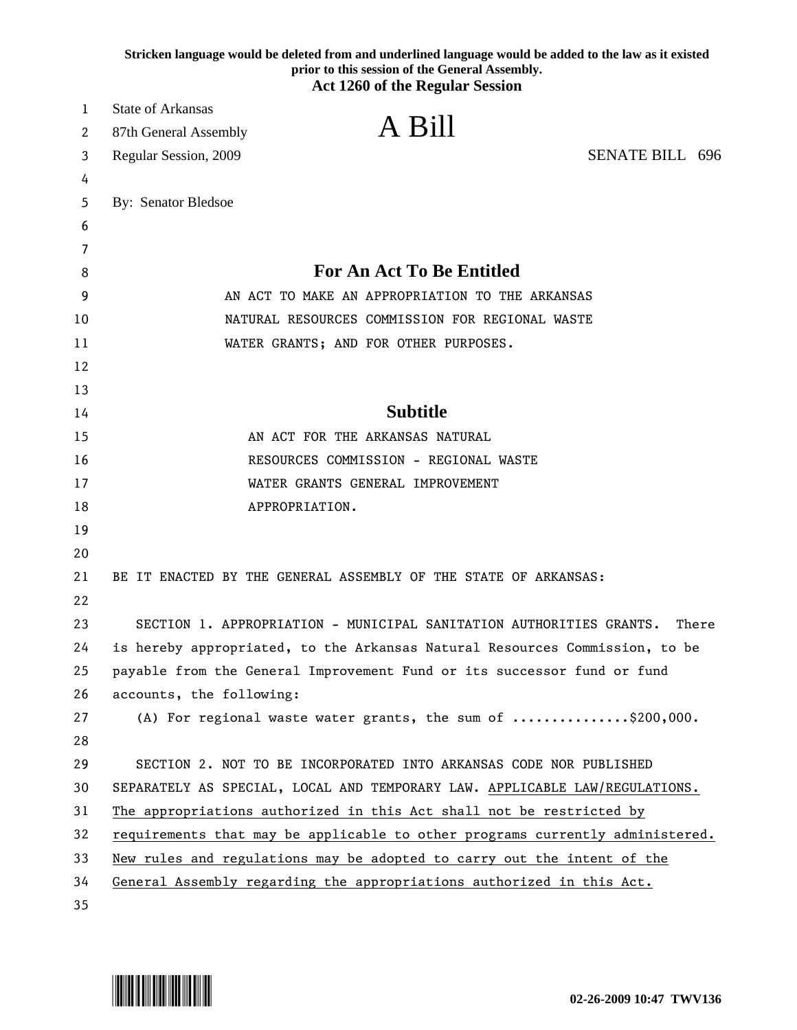Stricken language would be deleted from and underlined language would be added to the law as it existed prior to this session of the General Assembly.

**Act 1260 of the Regular Session**

State of Arkansas
87th General Assembly
Regular Session, 2009

# A Bill

SENATE BILL 696

By: Senator Bledsoe

## For An Act To Be Entitled

AN ACT TO MAKE AN APPROPRIATION TO THE ARKANSAS NATURAL RESOURCES COMMISSION FOR REGIONAL WASTE WATER GRANTS; AND FOR OTHER PURPOSES.

## Subtitle

AN ACT FOR THE ARKANSAS NATURAL RESOURCES COMMISSION - REGIONAL WASTE WATER GRANTS GENERAL IMPROVEMENT APPROPRIATION.

BE IT ENACTED BY THE GENERAL ASSEMBLY OF THE STATE OF ARKANSAS:

SECTION 1. APPROPRIATION - MUNICIPAL SANITATION AUTHORITIES GRANTS. There is hereby appropriated, to the Arkansas Natural Resources Commission, to be payable from the General Improvement Fund or its successor fund or fund accounts, the following:

(A) For regional waste water grants, the sum of ...............$200,000.

SECTION 2. NOT TO BE INCORPORATED INTO ARKANSAS CODE NOR PUBLISHED SEPARATELY AS SPECIAL, LOCAL AND TEMPORARY LAW. <u>APPLICABLE LAW/REGULATIONS. The appropriations authorized in this Act shall not be restricted by requirements that may be applicable to other programs currently administered. New rules and regulations may be adopted to carry out the intent of the General Assembly regarding the appropriations authorized in this Act.</u>

02-26-2009 10:47 TWV136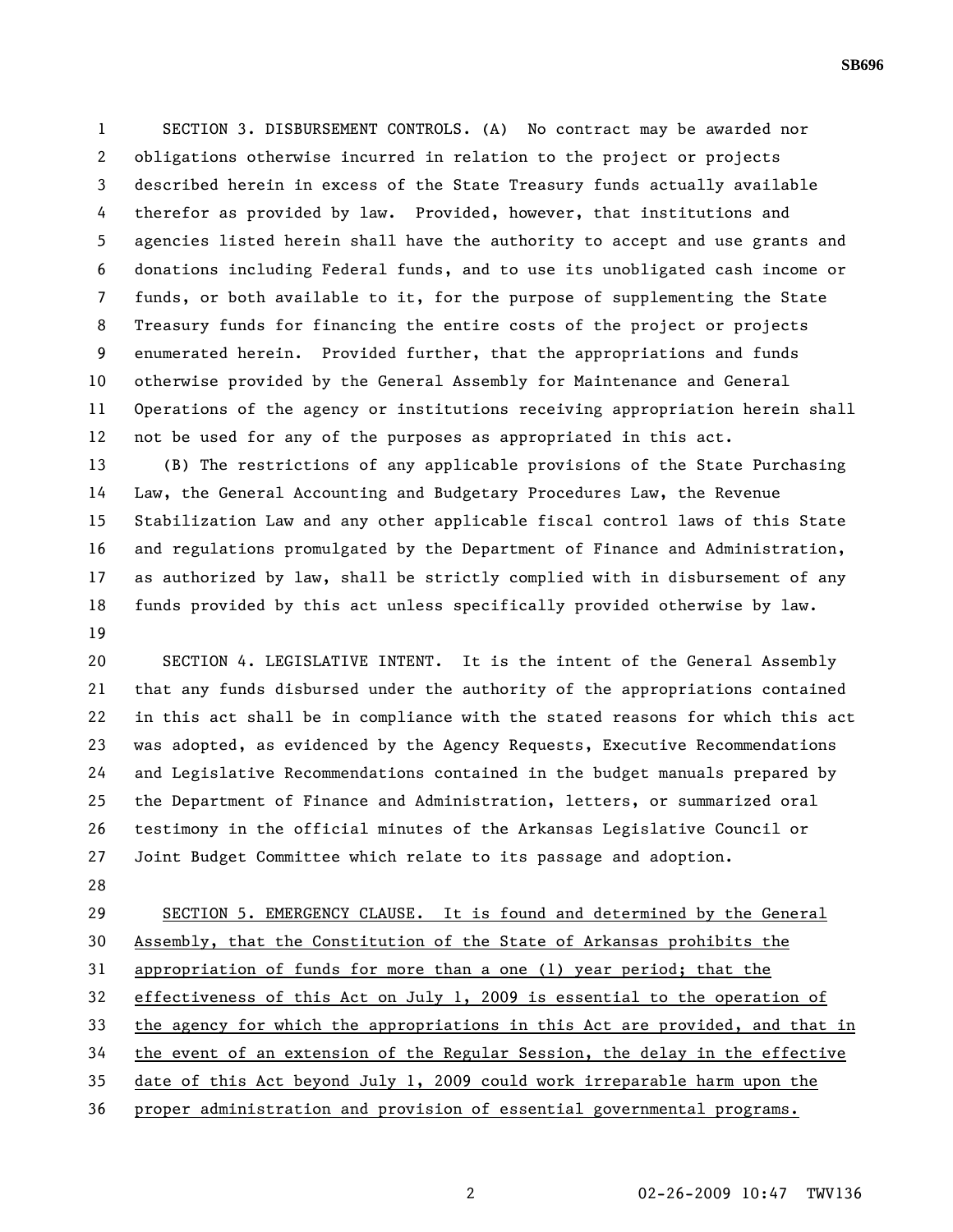SECTION 3. DISBURSEMENT CONTROLS. (A) No contract may be awarded nor obligations otherwise incurred in relation to the project or projects described herein in excess of the State Treasury funds actually available therefor as provided by law. Provided, however, that institutions and agencies listed herein shall have the authority to accept and use grants and donations including Federal funds, and to use its unobligated cash income or funds, or both available to it, for the purpose of supplementing the State Treasury funds for financing the entire costs of the project or projects enumerated herein. Provided further, that the appropriations and funds otherwise provided by the General Assembly for Maintenance and General Operations of the agency or institutions receiving appropriation herein shall not be used for any of the purposes as appropriated in this act.

(B) The restrictions of any applicable provisions of the State Purchasing Law, the General Accounting and Budgetary Procedures Law, the Revenue Stabilization Law and any other applicable fiscal control laws of this State and regulations promulgated by the Department of Finance and Administration, as authorized by law, shall be strictly complied with in disbursement of any funds provided by this act unless specifically provided otherwise by law.

SECTION 4. LEGISLATIVE INTENT. It is the intent of the General Assembly that any funds disbursed under the authority of the appropriations contained in this act shall be in compliance with the stated reasons for which this act was adopted, as evidenced by the Agency Requests, Executive Recommendations and Legislative Recommendations contained in the budget manuals prepared by the Department of Finance and Administration, letters, or summarized oral testimony in the official minutes of the Arkansas Legislative Council or Joint Budget Committee which relate to its passage and adoption.

SECTION 5. EMERGENCY CLAUSE. It is found and determined by the General Assembly, that the Constitution of the State of Arkansas prohibits the appropriation of funds for more than a one (1) year period; that the effectiveness of this Act on July 1, 2009 is essential to the operation of the agency for which the appropriations in this Act are provided, and that in the event of an extension of the Regular Session, the delay in the effective date of this Act beyond July 1, 2009 could work irreparable harm upon the proper administration and provision of essential governmental programs.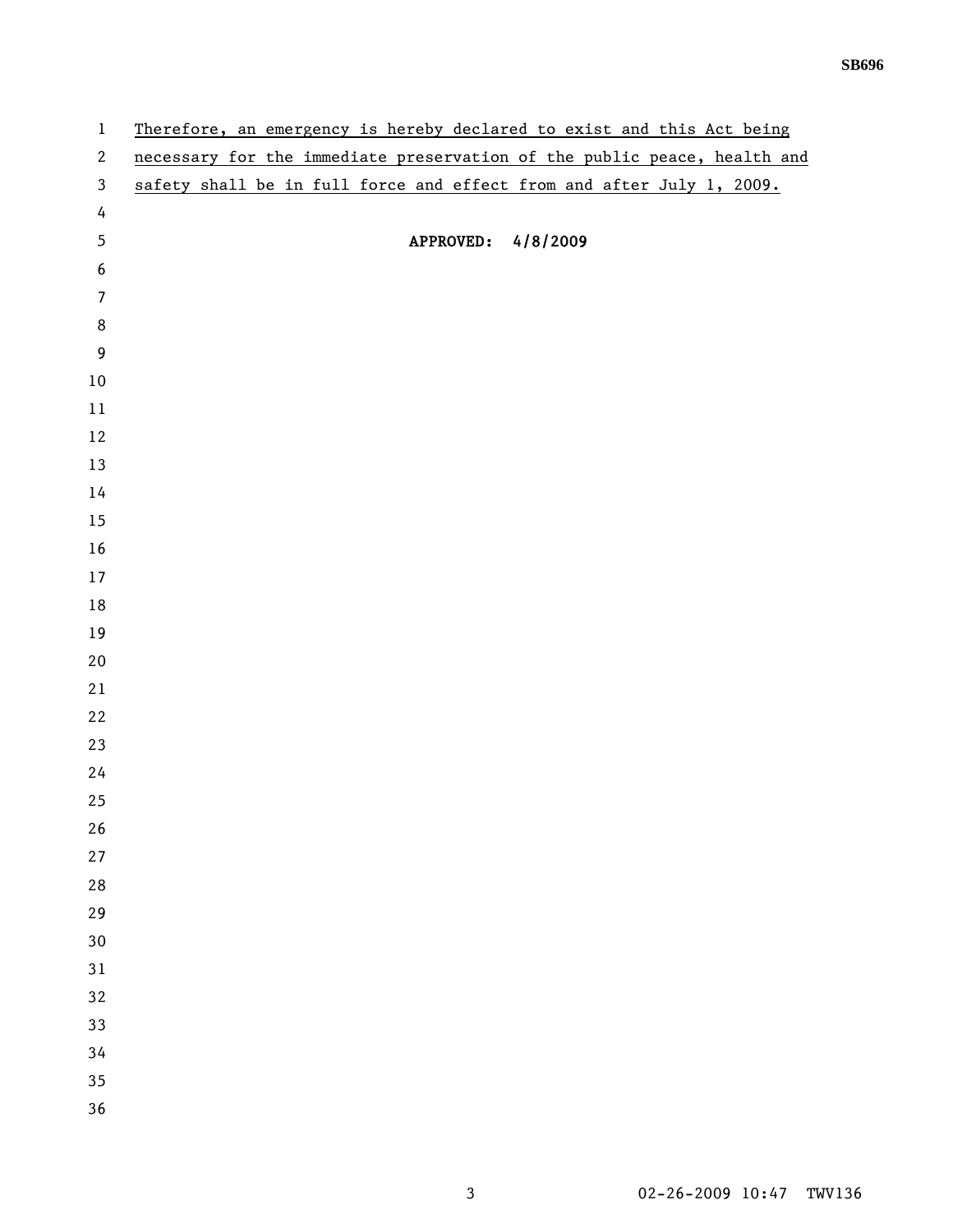Therefore, an emergency is hereby declared to exist and this Act being necessary for the immediate preservation of the public peace, health and safety shall be in full force and effect from and after July 1, 2009.

**APPROVED: 4/8/2009**